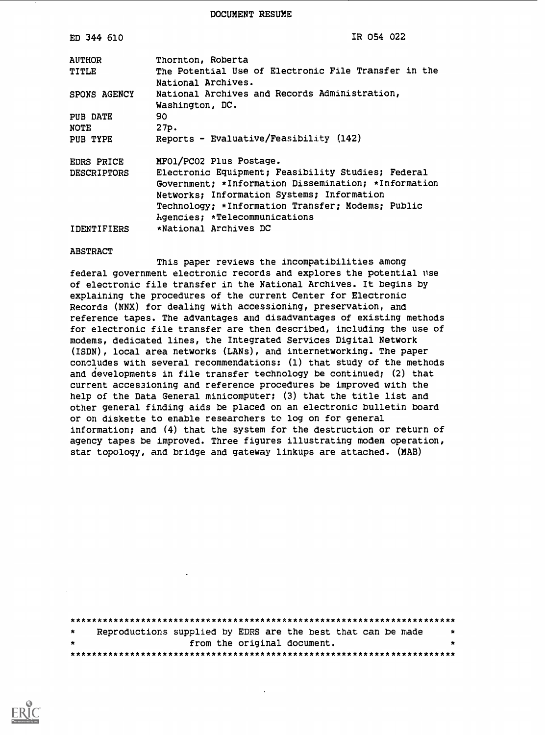DOCUMENT RESUME

| | |
|---|---|
| ED 344 610 | IR 054 022 |
| AUTHOR | Thornton, Roberta |
| TITLE | The Potential Use of Electronic File Transfer in the National Archives. |
| SPONS AGENCY | National Archives and Records Administration, Washington, DC. |
| PUB DATE | 90 |
| NOTE | 27p. |
| PUB TYPE | Reports - Evaluative/Feasibility (142) |
| EDRS PRICE | MF01/PC02 Plus Postage. |
| DESCRIPTORS | Electronic Equipment; Feasibility Studies; Federal Government; *Information Dissemination; *Information Networks; Information Systems; Information Technology; *Information Transfer; Modems; Public Agencies; *Telecommunications |
| IDENTIFIERS | *National Archives DC |

ABSTRACT

This paper reviews the incompatibilities among federal government electronic records and explores the potential use of electronic file transfer in the National Archives. It begins by explaining the procedures of the current Center for Electronic Records (NNX) for dealing with accessioning, preservation, and reference tapes. The advantages and disadvantages of existing methods for electronic file transfer are then described, including the use of modems, dedicated lines, the Integrated Services Digital Network (ISDN), local area networks (LANs), and internetworking. The paper concludes with several recommendations: (1) that study of the methods and developments in file transfer technology be continued; (2) that current accessioning and reference procedures be improved with the help of the Data General minicomputer; (3) that the title list and other general finding aids be placed on an electronic bulletin board or on diskette to enable researchers to log on for general information; and (4) that the system for the destruction or return of agency tapes be improved. Three figures illustrating modem operation, star topology, and bridge and gateway linkups are attached. (MAB)

***********************************************************************
* Reproductions supplied by EDRS are the best that can be made *
* from the original document. *
***********************************************************************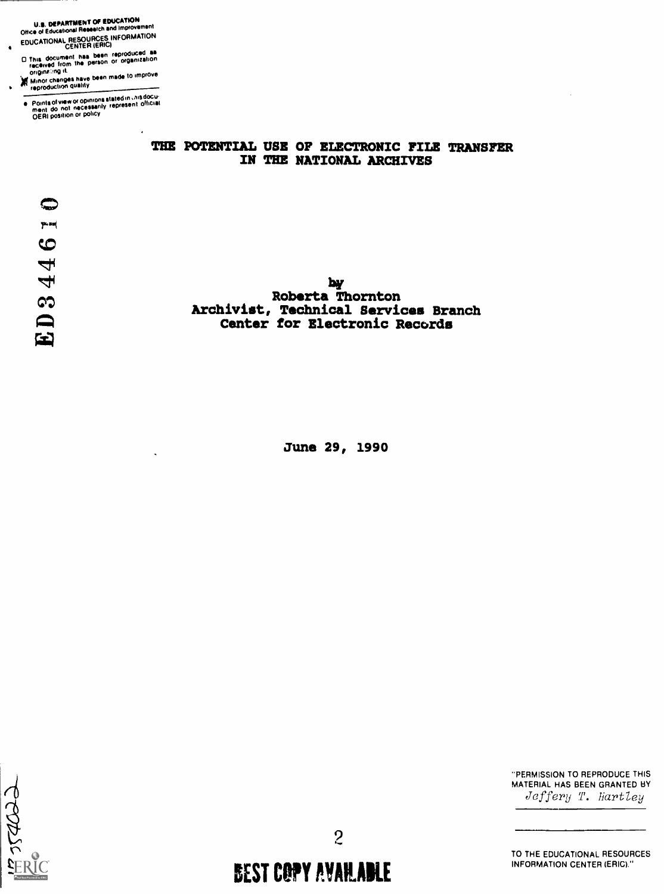U.S. DEPARTMENT OF EDUCATION
Office of Educational Research and Improvement
EDUCATIONAL RESOURCES INFORMATION CENTER (ERIC)

- This document has been reproduced as received from the person or organization originating it.
- Minor changes have been made to improve reproduction quality
- Points of view or opinions stated in this document do not necessarily represent official OERI position or policy

# THE POTENTIAL USE OF ELECTRONIC FILE TRANSFER IN THE NATIONAL ARCHIVES

ED 334 610

by
Roberta Thornton
Archivist, Technical Services Branch
Center for Electronic Records

June 29, 1990

"PERMISSION TO REPRODUCE THIS MATERIAL HAS BEEN GRANTED BY
*Jeffery T. Hartley*

TO THE EDUCATIONAL RESOURCES INFORMATION CENTER (ERIC)."

BEST COPY AVAILABLE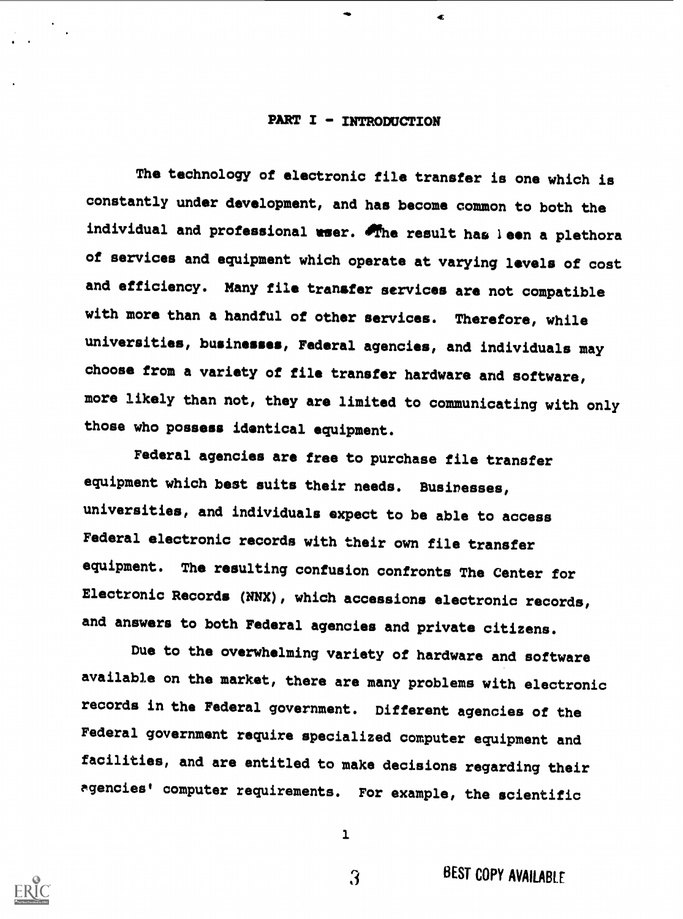## PART I - INTRODUCTION

The technology of electronic file transfer is one which is constantly under development, and has become common to both the individual and professional user. The result has been a plethora of services and equipment which operate at varying levels of cost and efficiency. Many file transfer services are not compatible with more than a handful of other services. Therefore, while universities, businesses, Federal agencies, and individuals may choose from a variety of file transfer hardware and software, more likely than not, they are limited to communicating with only those who possess identical equipment.

Federal agencies are free to purchase file transfer equipment which best suits their needs. Businesses, universities, and individuals expect to be able to access Federal electronic records with their own file transfer equipment. The resulting confusion confronts The Center for Electronic Records (NNX), which accessions electronic records, and answers to both Federal agencies and private citizens.

Due to the overwhelming variety of hardware and software available on the market, there are many problems with electronic records in the Federal government. Different agencies of the Federal government require specialized computer equipment and facilities, and are entitled to make decisions regarding their agencies' computer requirements. For example, the scientific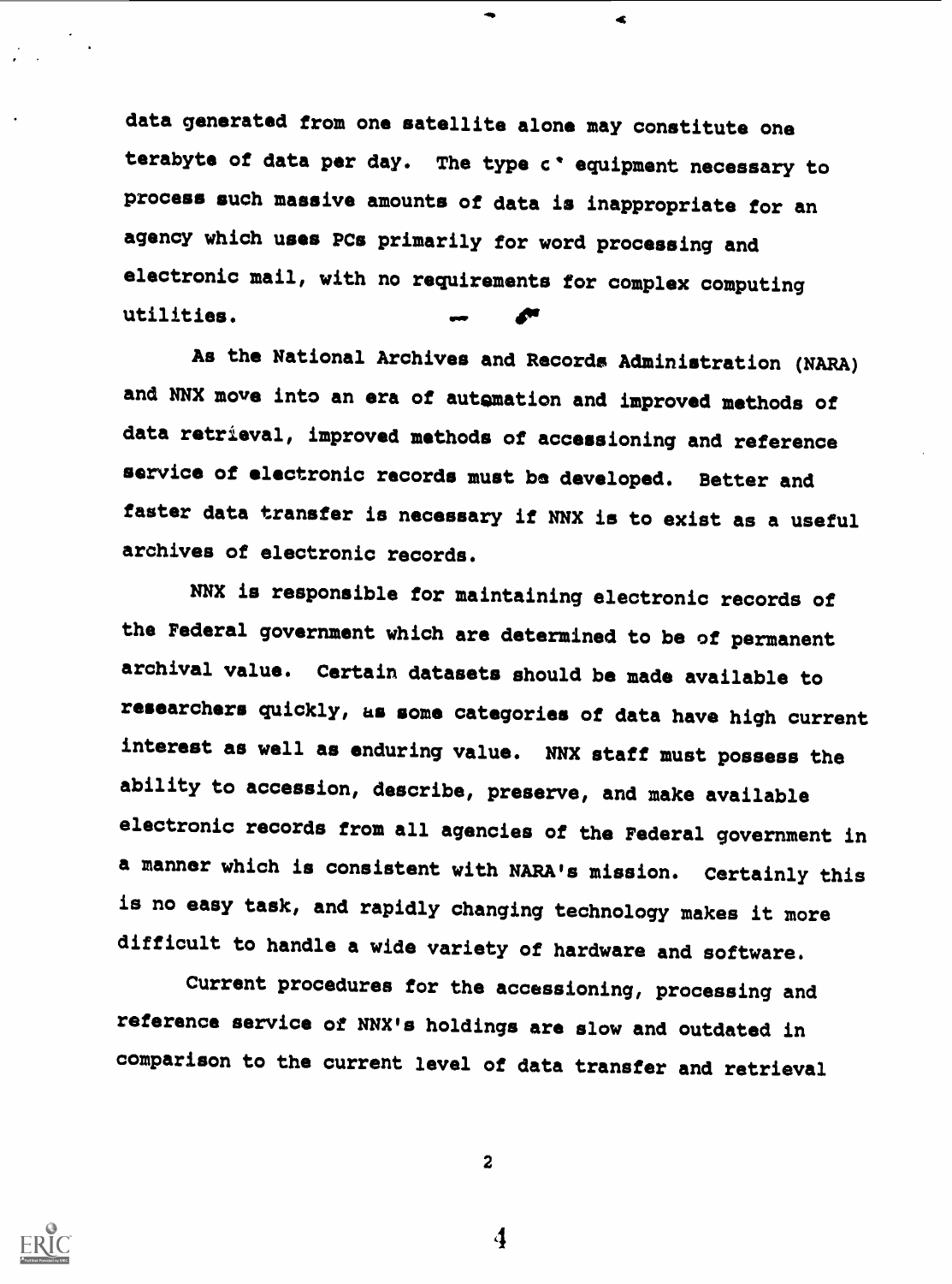data generated from one satellite alone may constitute one terabyte of data per day. The type c' equipment necessary to process such massive amounts of data is inappropriate for an agency which uses PCs primarily for word processing and electronic mail, with no requirements for complex computing utilities.

As the National Archives and Records Administration (NARA) and NNX move into an era of automation and improved methods of data retrieval, improved methods of accessioning and reference service of electronic records must be developed. Better and faster data transfer is necessary if NNX is to exist as a useful archives of electronic records.

NNX is responsible for maintaining electronic records of the Federal government which are determined to be of permanent archival value. Certain datasets should be made available to researchers quickly, as some categories of data have high current interest as well as enduring value. NNX staff must possess the ability to accession, describe, preserve, and make available electronic records from all agencies of the Federal government in a manner which is consistent with NARA's mission. Certainly this is no easy task, and rapidly changing technology makes it more difficult to handle a wide variety of hardware and software.

Current procedures for the accessioning, processing and reference service of NNX's holdings are slow and outdated in comparison to the current level of data transfer and retrieval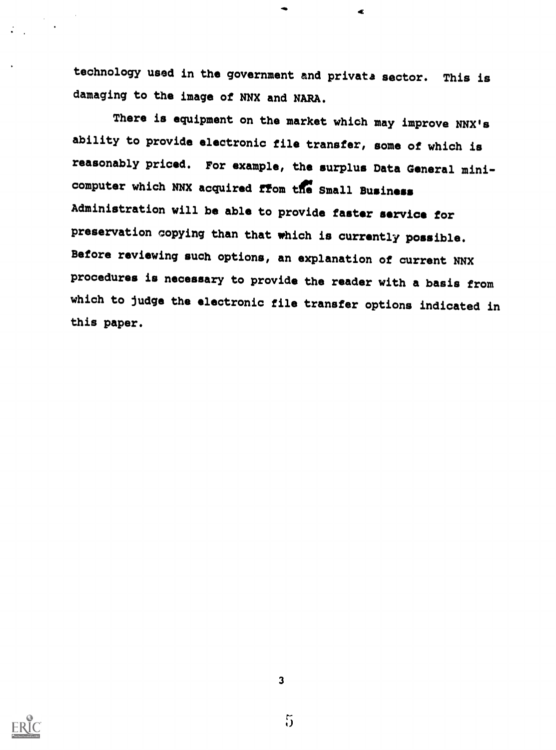technology used in the government and private sector. This is damaging to the image of NNX and NARA.

There is equipment on the market which may improve NNX's ability to provide electronic file transfer, some of which is reasonably priced. For example, the surplus Data General mini-computer which NNX acquired from the Small Business Administration will be able to provide faster service for preservation copying than that which is currently possible. Before reviewing such options, an explanation of current NNX procedures is necessary to provide the reader with a basis from which to judge the electronic file transfer options indicated in this paper.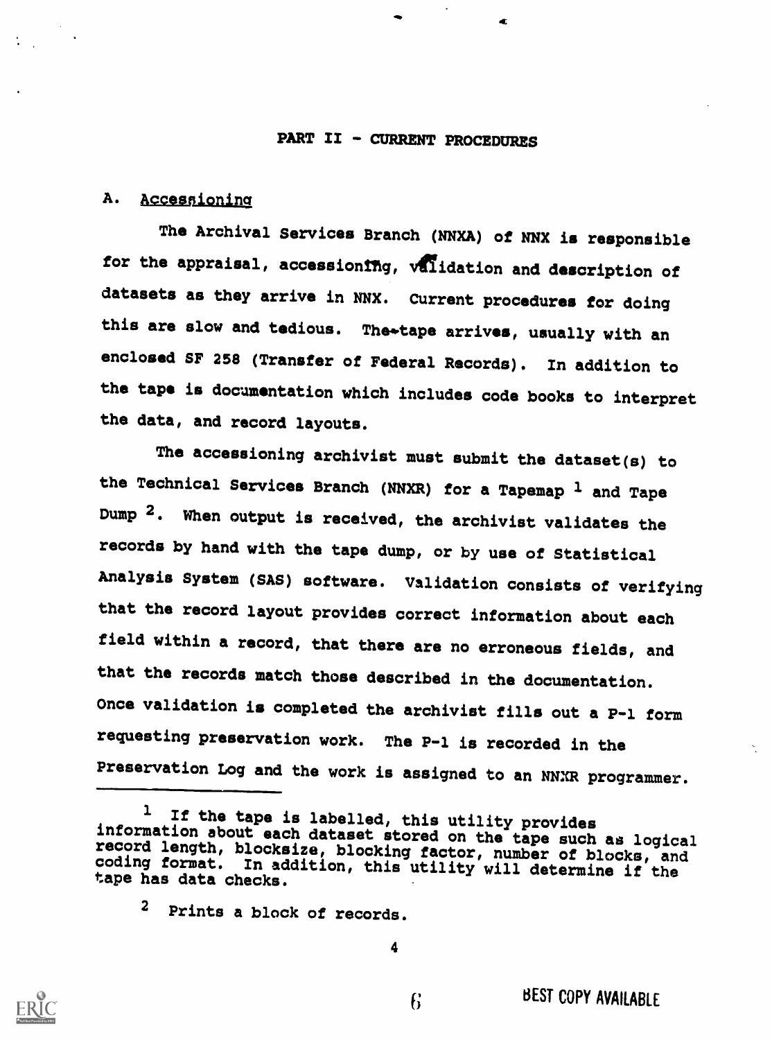## PART II - CURRENT PROCEDURES

### A. Accessioning

The Archival Services Branch (NNXA) of NNX is responsible for the appraisal, accessioning, validation and description of datasets as they arrive in NNX. Current procedures for doing this are slow and tedious. The tape arrives, usually with an enclosed SF 258 (Transfer of Federal Records). In addition to the tape is documentation which includes code books to interpret the data, and record layouts.

The accessioning archivist must submit the dataset(s) to the Technical Services Branch (NNXR) for a Tapemap [1] and Tape Dump [2]. When output is received, the archivist validates the records by hand with the tape dump, or by use of Statistical Analysis System (SAS) software. Validation consists of verifying that the record layout provides correct information about each field within a record, that there are no erroneous fields, and that the records match those described in the documentation. Once validation is completed the archivist fills out a P-1 form requesting preservation work. The P-1 is recorded in the Preservation Log and the work is assigned to an NNXR programmer.

---

[1] If the tape is labelled, this utility provides information about each dataset stored on the tape such as logical record length, blocksize, blocking factor, number of blocks, and coding format. In addition, this utility will determine if the tape has data checks.

[2] Prints a block of records.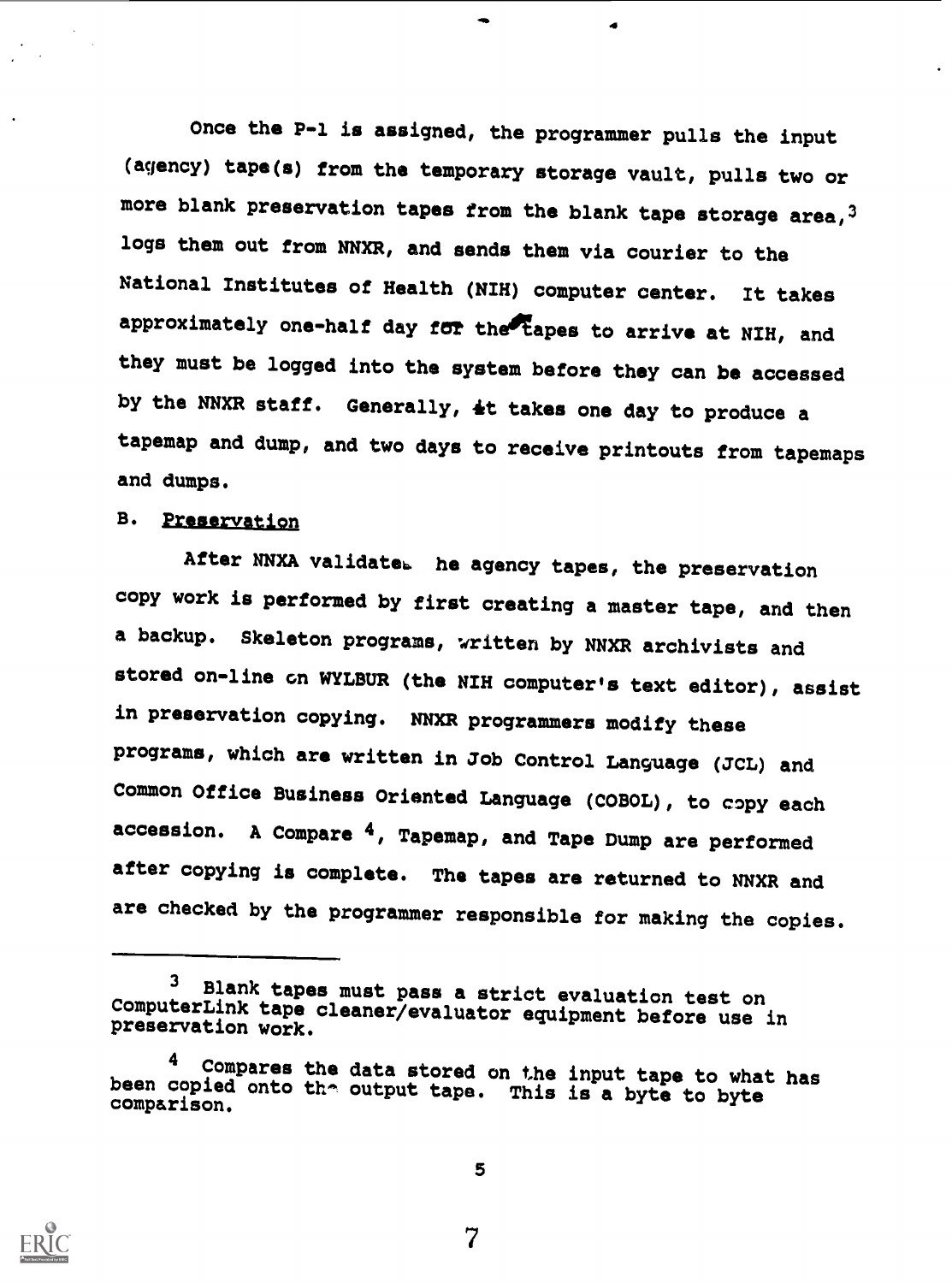Once the P-1 is assigned, the programmer pulls the input (agency) tape(s) from the temporary storage vault, pulls two or more blank preservation tapes from the blank tape storage area,[3] logs them out from NNXR, and sends them via courier to the National Institutes of Health (NIH) computer center. It takes approximately one-half day for the tapes to arrive at NIH, and they must be logged into the system before they can be accessed by the NNXR staff. Generally, it takes one day to produce a tapemap and dump, and two days to receive printouts from tapemaps and dumps.

## B. Preservation

After NNXA validates the agency tapes, the preservation copy work is performed by first creating a master tape, and then a backup. Skeleton programs, written by NNXR archivists and stored on-line on WYLBUR (the NIH computer's text editor), assist in preservation copying. NNXR programmers modify these programs, which are written in Job Control Language (JCL) and Common Office Business Oriented Language (COBOL), to copy each accession. A Compare [4], Tapemap, and Tape Dump are performed after copying is complete. The tapes are returned to NNXR and are checked by the programmer responsible for making the copies.

---

[3] Blank tapes must pass a strict evaluation test on ComputerLink tape cleaner/evaluator equipment before use in preservation work.

[4] Compares the data stored on the input tape to what has been copied onto the output tape. This is a byte to byte comparison.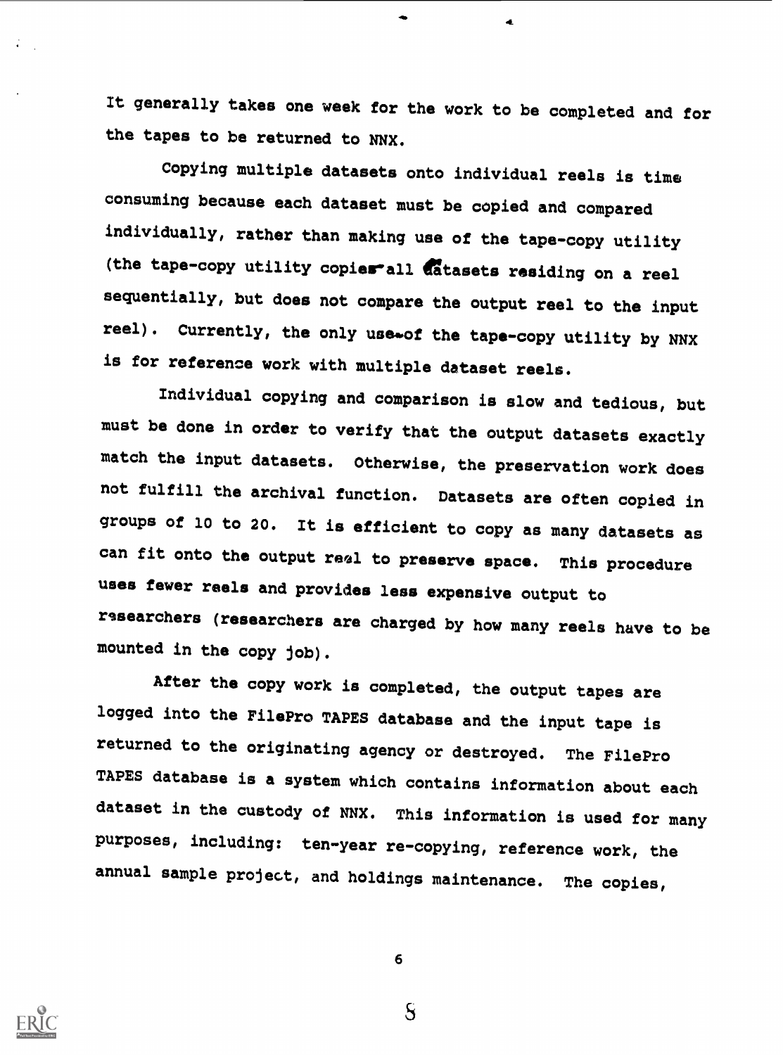It generally takes one week for the work to be completed and for the tapes to be returned to NNX.

Copying multiple datasets onto individual reels is time consuming because each dataset must be copied and compared individually, rather than making use of the tape-copy utility (the tape-copy utility copies all datasets residing on a reel sequentially, but does not compare the output reel to the input reel). Currently, the only use of the tape-copy utility by NNX is for reference work with multiple dataset reels.

Individual copying and comparison is slow and tedious, but must be done in order to verify that the output datasets exactly match the input datasets. Otherwise, the preservation work does not fulfill the archival function. Datasets are often copied in groups of 10 to 20. It is efficient to copy as many datasets as can fit onto the output reel to preserve space. This procedure uses fewer reels and provides less expensive output to researchers (researchers are charged by how many reels have to be mounted in the copy job).

After the copy work is completed, the output tapes are logged into the FilePro TAPES database and the input tape is returned to the originating agency or destroyed. The FilePro TAPES database is a system which contains information about each dataset in the custody of NNX. This information is used for many purposes, including: ten-year re-copying, reference work, the annual sample project, and holdings maintenance. The copies,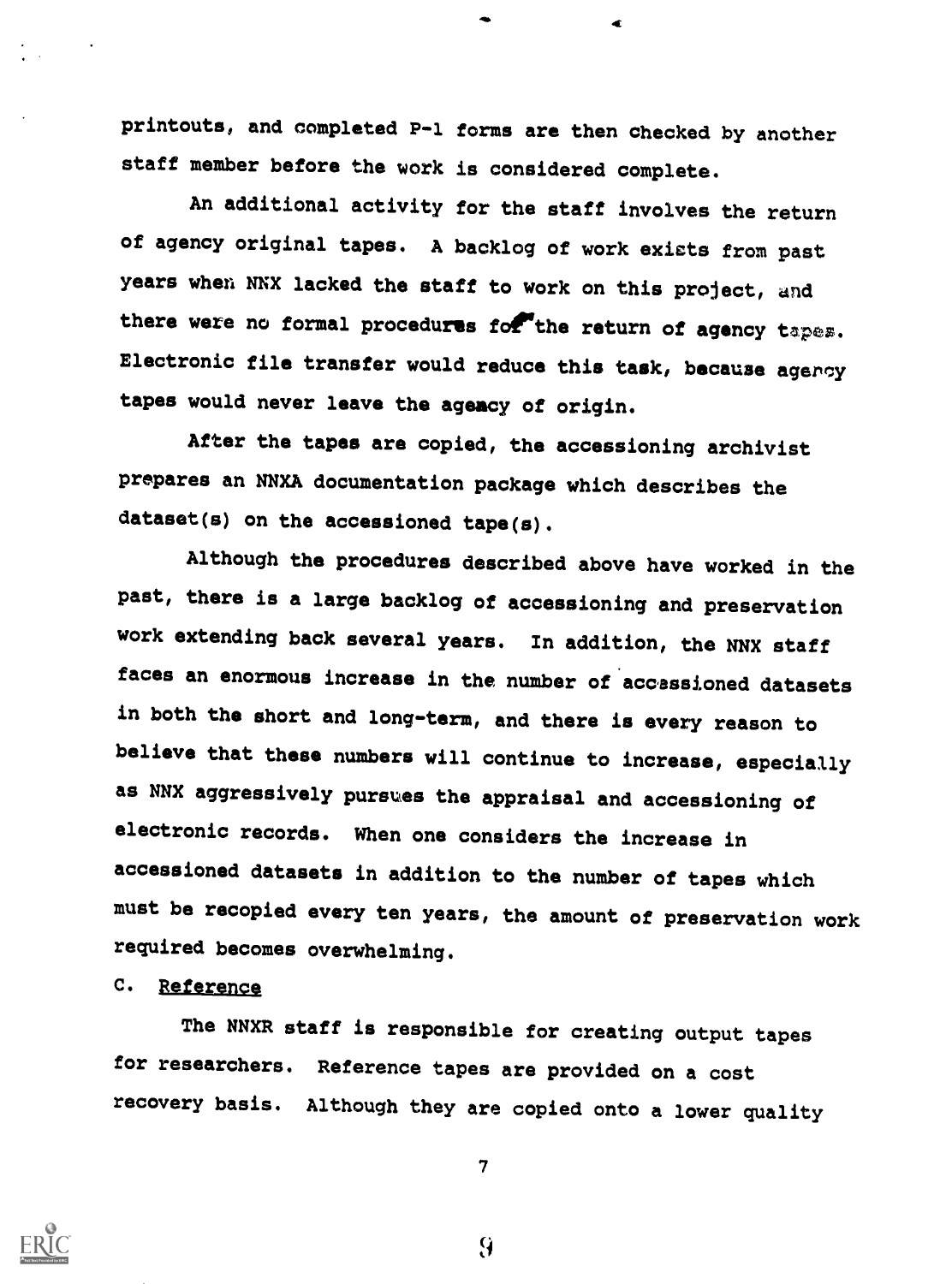printouts, and completed P-1 forms are then checked by another staff member before the work is considered complete.

An additional activity for the staff involves the return of agency original tapes. A backlog of work exists from past years when NNX lacked the staff to work on this project, and there were no formal procedures for the return of agency tapes. Electronic file transfer would reduce this task, because agency tapes would never leave the agency of origin.

After the tapes are copied, the accessioning archivist prepares an NNXA documentation package which describes the dataset(s) on the accessioned tape(s).

Although the procedures described above have worked in the past, there is a large backlog of accessioning and preservation work extending back several years. In addition, the NNX staff faces an enormous increase in the number of accessioned datasets in both the short and long-term, and there is every reason to believe that these numbers will continue to increase, especially as NNX aggressively pursues the appraisal and accessioning of electronic records. When one considers the increase in accessioned datasets in addition to the number of tapes which must be recopied every ten years, the amount of preservation work required becomes overwhelming.

C. Reference

The NNXR staff is responsible for creating output tapes for researchers. Reference tapes are provided on a cost recovery basis. Although they are copied onto a lower quality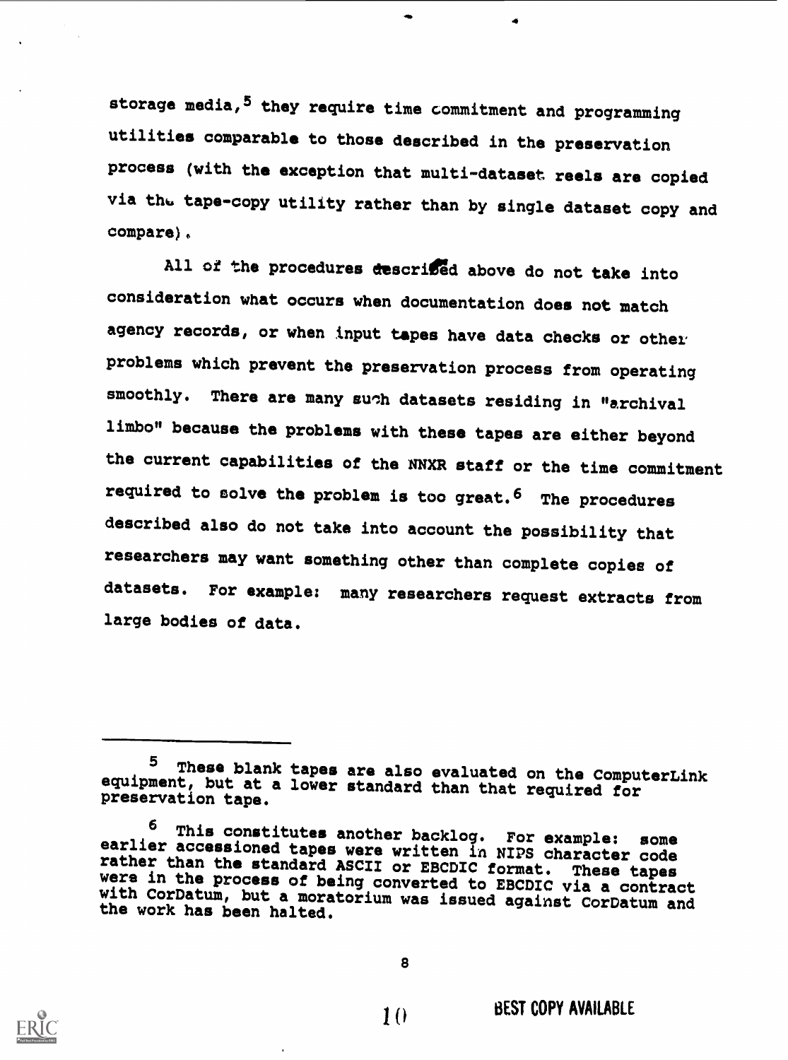storage media,[5] they require time commitment and programming utilities comparable to those described in the preservation process (with the exception that multi-dataset reels are copied via the tape-copy utility rather than by single dataset copy and compare).

All of the procedures described above do not take into consideration what occurs when documentation does not match agency records, or when input tapes have data checks or other problems which prevent the preservation process from operating smoothly. There are many such datasets residing in "archival limbo" because the problems with these tapes are either beyond the current capabilities of the NNXR staff or the time commitment required to solve the problem is too great.[6] The procedures described also do not take into account the possibility that researchers may want something other than complete copies of datasets. For example: many researchers request extracts from large bodies of data.

---

[5] These blank tapes are also evaluated on the ComputerLink equipment, but at a lower standard than that required for preservation tape.

[6] This constitutes another backlog. For example: some earlier accessioned tapes were written in NIPS character code rather than the standard ASCII or EBCDIC format. These tapes were in the process of being converted to EBCDIC via a contract with CorDatum, but a moratorium was issued against CorDatum and the work has been halted.

BEST COPY AVAILABLE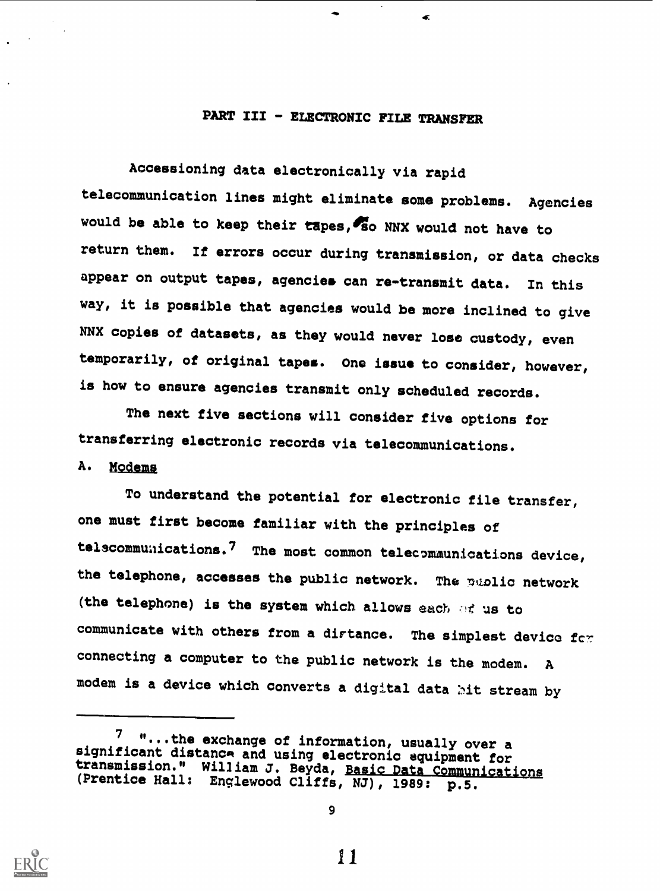## PART III - ELECTRONIC FILE TRANSFER

Accessioning data electronically via rapid telecommunication lines might eliminate some problems. Agencies would be able to keep their tapes, so NNX would not have to return them. If errors occur during transmission, or data checks appear on output tapes, agencies can re-transmit data. In this way, it is possible that agencies would be more inclined to give NNX copies of datasets, as they would never lose custody, even temporarily, of original tapes. One issue to consider, however, is how to ensure agencies transmit only scheduled records.

The next five sections will consider five options for transferring electronic records via telecommunications.

### A. Modems

To understand the potential for electronic file transfer, one must first become familiar with the principles of telecommunications.[7] The most common telecommunications device, the telephone, accesses the public network. The public network (the telephone) is the system which allows each of us to communicate with others from a distance. The simplest device for connecting a computer to the public network is the modem. A modem is a device which converts a digital data bit stream by

---

[7] "...the exchange of information, usually over a significant distance and using electronic equipment for transmission." William J. Beyda, Basic Data Communications (Prentice Hall: Englewood Cliffs, NJ), 1989: p.5.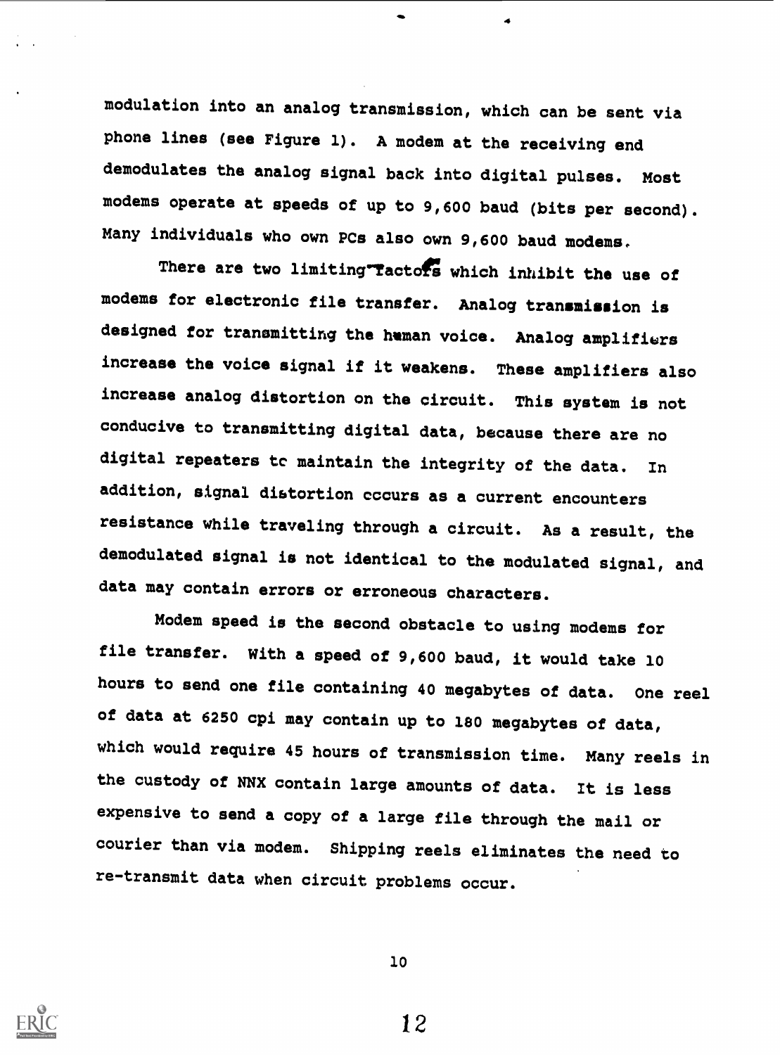modulation into an analog transmission, which can be sent via phone lines (see Figure 1). A modem at the receiving end demodulates the analog signal back into digital pulses. Most modems operate at speeds of up to 9,600 baud (bits per second). Many individuals who own PCs also own 9,600 baud modems.

There are two limiting factors which inhibit the use of modems for electronic file transfer. Analog transmission is designed for transmitting the human voice. Analog amplifiers increase the voice signal if it weakens. These amplifiers also increase analog distortion on the circuit. This system is not conducive to transmitting digital data, because there are no digital repeaters tc maintain the integrity of the data. In addition, signal distortion cccurs as a current encounters resistance while traveling through a circuit. As a result, the demodulated signal is not identical to the modulated signal, and data may contain errors or erroneous characters.

Modem speed is the second obstacle to using modems for file transfer. With a speed of 9,600 baud, it would take 10 hours to send one file containing 40 megabytes of data. One reel of data at 6250 cpi may contain up to 180 megabytes of data, which would require 45 hours of transmission time. Many reels in the custody of NNX contain large amounts of data. It is less expensive to send a copy of a large file through the mail or courier than via modem. Shipping reels eliminates the need to re-transmit data when circuit problems occur.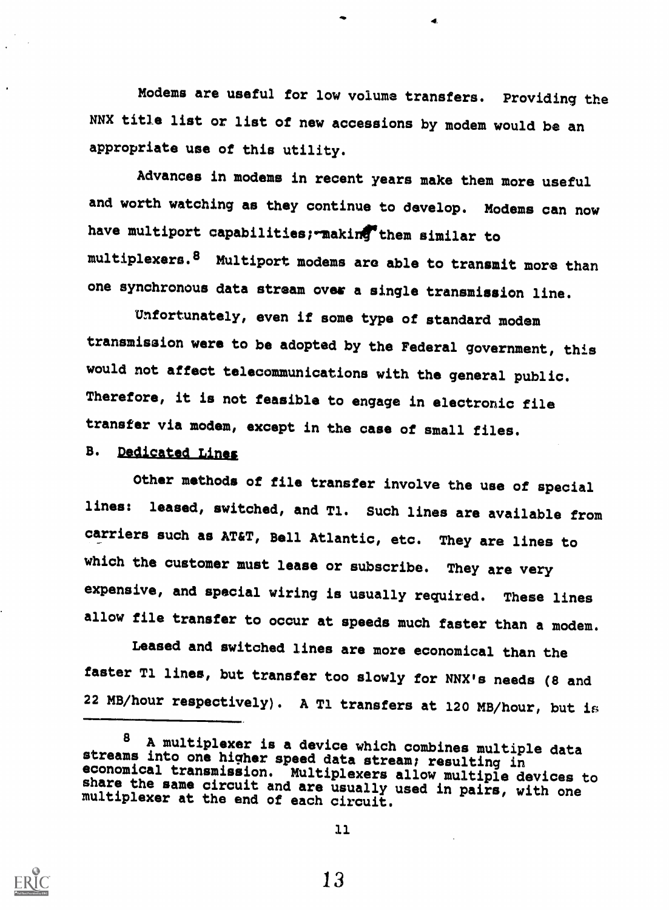Modems are useful for low volume transfers. Providing the NNX title list or list of new accessions by modem would be an appropriate use of this utility.

Advances in modems in recent years make them more useful and worth watching as they continue to develop. Modems can now have multiport capabilities; making them similar to multiplexers.[8] Multiport modems are able to transmit more than one synchronous data stream over a single transmission line.

Unfortunately, even if some type of standard modem transmission were to be adopted by the Federal government, this would not affect telecommunications with the general public. Therefore, it is not feasible to engage in electronic file transfer via modem, except in the case of small files.

B. <u>Dedicated Lines</u>

Other methods of file transfer involve the use of special lines: leased, switched, and T1. Such lines are available from carriers such as AT&T, Bell Atlantic, etc. They are lines to which the customer must lease or subscribe. They are very expensive, and special wiring is usually required. These lines allow file transfer to occur at speeds much faster than a modem.

Leased and switched lines are more economical than the faster T1 lines, but transfer too slowly for NNX's needs (8 and 22 MB/hour respectively). A T1 transfers at 120 MB/hour, but is

---

[8] A multiplexer is a device which combines multiple data streams into one higher speed data stream; resulting in economical transmission. Multiplexers allow multiple devices to share the same circuit and are usually used in pairs, with one multiplexer at the end of each circuit.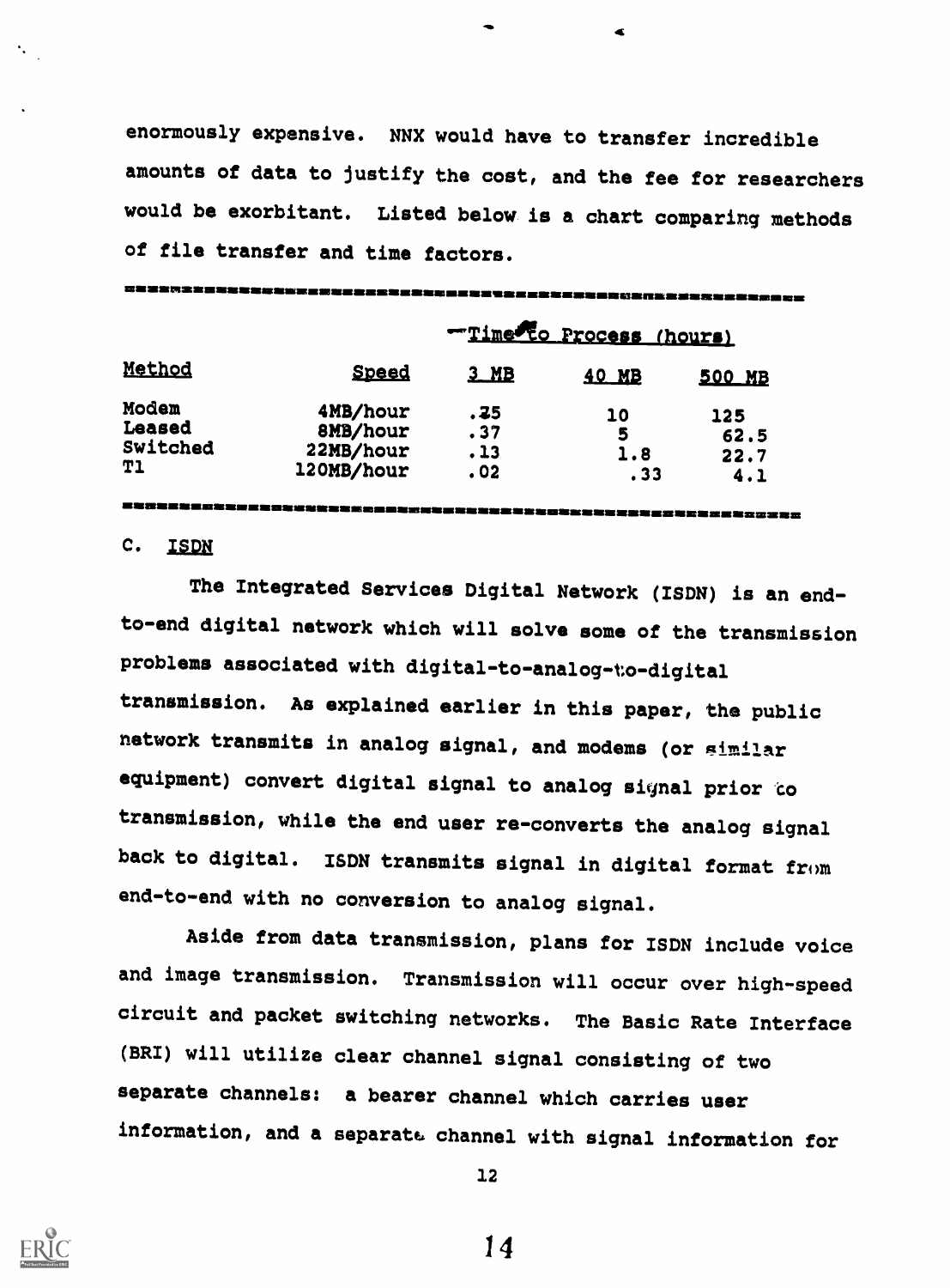enormously expensive. NNX would have to transfer incredible amounts of data to justify the cost, and the fee for researchers would be exorbitant. Listed below is a chart comparing methods of file transfer and time factors.

| | | Time to Process (hours) | | |
|---|---|---|---|---|
| Method | Speed | 3 MB | 40 MB | 500 MB |
| Modem | 4MB/hour | .75 | 10 | 125 |
| Leased | 8MB/hour | .37 | 5 | 62.5 |
| Switched | 22MB/hour | .13 | 1.8 | 22.7 |
| T1 | 120MB/hour | .02 | .33 | 4.1 |

## C. ISDN

The Integrated Services Digital Network (ISDN) is an end-to-end digital network which will solve some of the transmission problems associated with digital-to-analog-to-digital transmission. As explained earlier in this paper, the public network transmits in analog signal, and modems (or similar equipment) convert digital signal to analog signal prior to transmission, while the end user re-converts the analog signal back to digital. ISDN transmits signal in digital format from end-to-end with no conversion to analog signal.

Aside from data transmission, plans for ISDN include voice and image transmission. Transmission will occur over high-speed circuit and packet switching networks. The Basic Rate Interface (BRI) will utilize clear channel signal consisting of two separate channels: a bearer channel which carries user information, and a separate channel with signal information for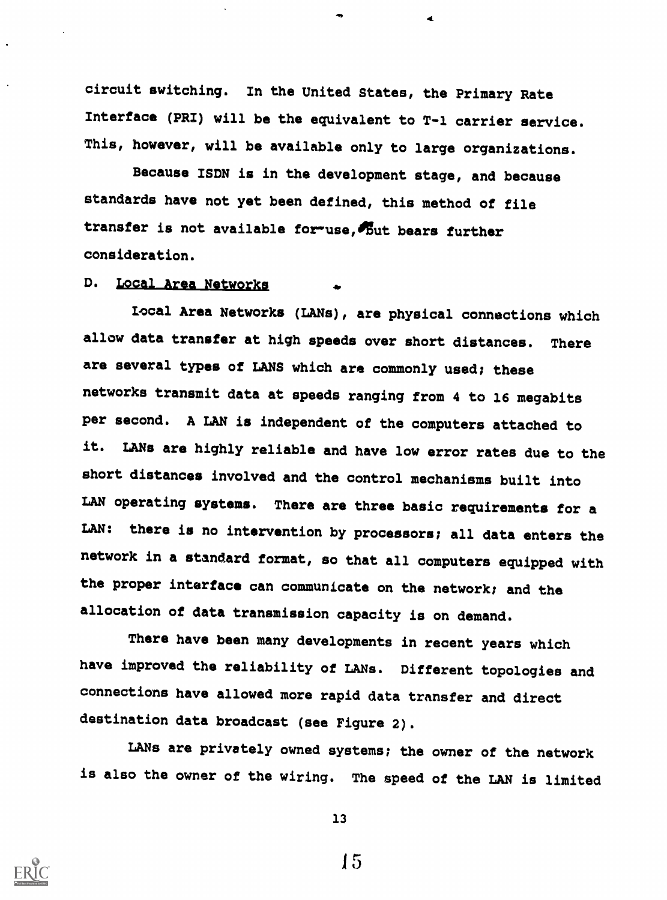circuit switching. In the United States, the Primary Rate Interface (PRI) will be the equivalent to T-1 carrier service. This, however, will be available only to large organizations.

Because ISDN is in the development stage, and because standards have not yet been defined, this method of file transfer is not available for use, but bears further consideration.

## D. Local Area Networks

Local Area Networks (LANs), are physical connections which allow data transfer at high speeds over short distances. There are several types of LANS which are commonly used; these networks transmit data at speeds ranging from 4 to 16 megabits per second. A LAN is independent of the computers attached to it. LANs are highly reliable and have low error rates due to the short distances involved and the control mechanisms built into LAN operating systems. There are three basic requirements for a LAN: there is no intervention by processors; all data enters the network in a standard format, so that all computers equipped with the proper interface can communicate on the network; and the allocation of data transmission capacity is on demand.

There have been many developments in recent years which have improved the reliability of LANs. Different topologies and connections have allowed more rapid data transfer and direct destination data broadcast (see Figure 2).

LANs are privately owned systems; the owner of the network is also the owner of the wiring. The speed of the LAN is limited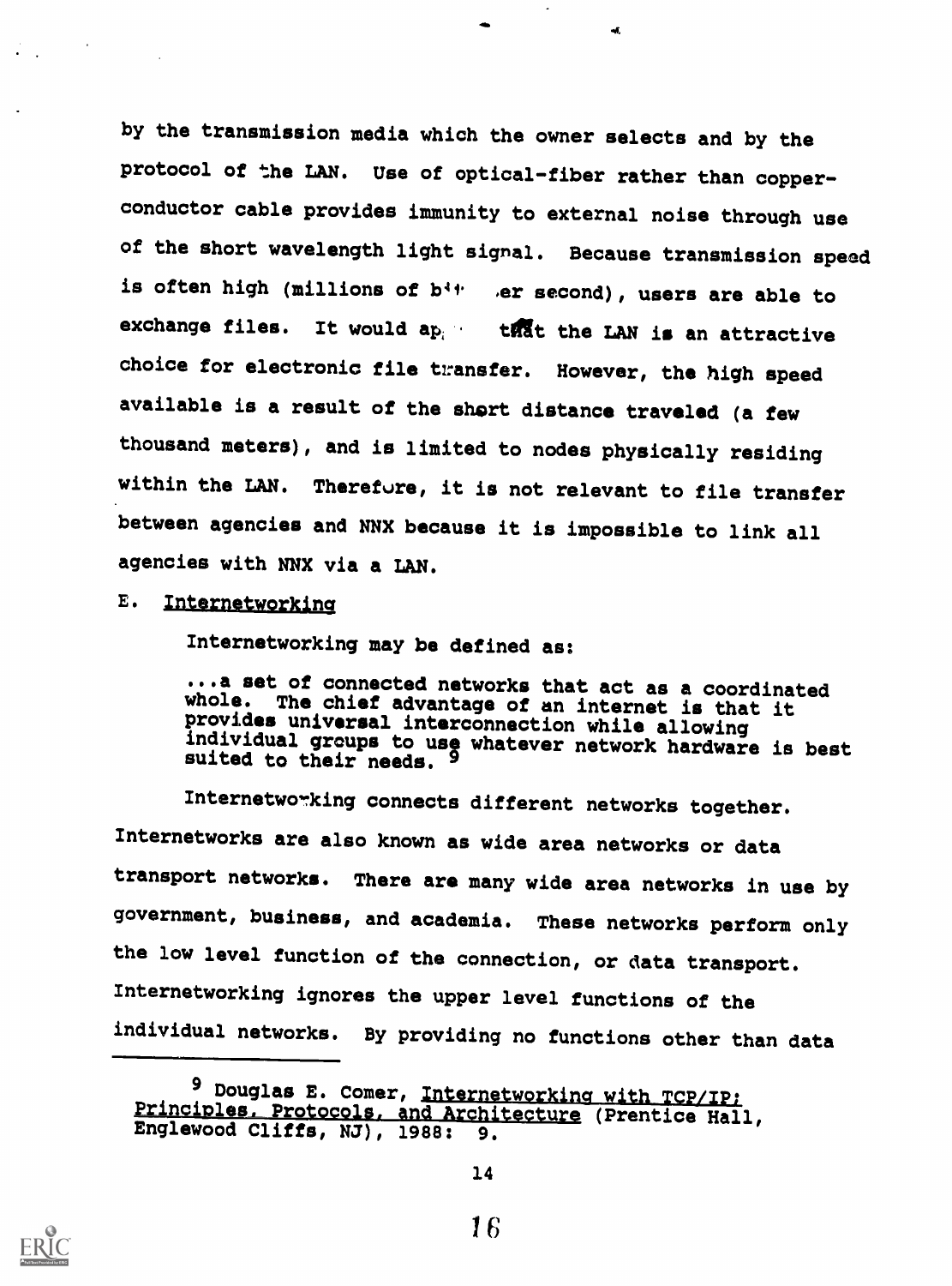by the transmission media which the owner selects and by the protocol of the LAN. Use of optical-fiber rather than copper-conductor cable provides immunity to external noise through use of the short wavelength light signal. Because transmission speed is often high (millions of bits per second), users are able to exchange files. It would appear that the LAN is an attractive choice for electronic file transfer. However, the high speed available is a result of the short distance traveled (a few thousand meters), and is limited to nodes physically residing within the LAN. Therefore, it is not relevant to file transfer between agencies and NNX because it is impossible to link all agencies with NNX via a LAN.

## E. Internetworking

Internetworking may be defined as:

> ...a set of connected networks that act as a coordinated whole. The chief advantage of an internet is that it provides universal interconnection while allowing individual groups to use whatever network hardware is best suited to their needs. [9]

Internetworking connects different networks together. Internetworks are also known as wide area networks or data transport networks. There are many wide area networks in use by government, business, and academia. These networks perform only the low level function of the connection, or data transport. Internetworking ignores the upper level functions of the individual networks. By providing no functions other than data

---

[9] Douglas E. Comer, Internetworking with TCP/IP: Principles, Protocols, and Architecture (Prentice Hall, Englewood Cliffs, NJ), 1988: 9.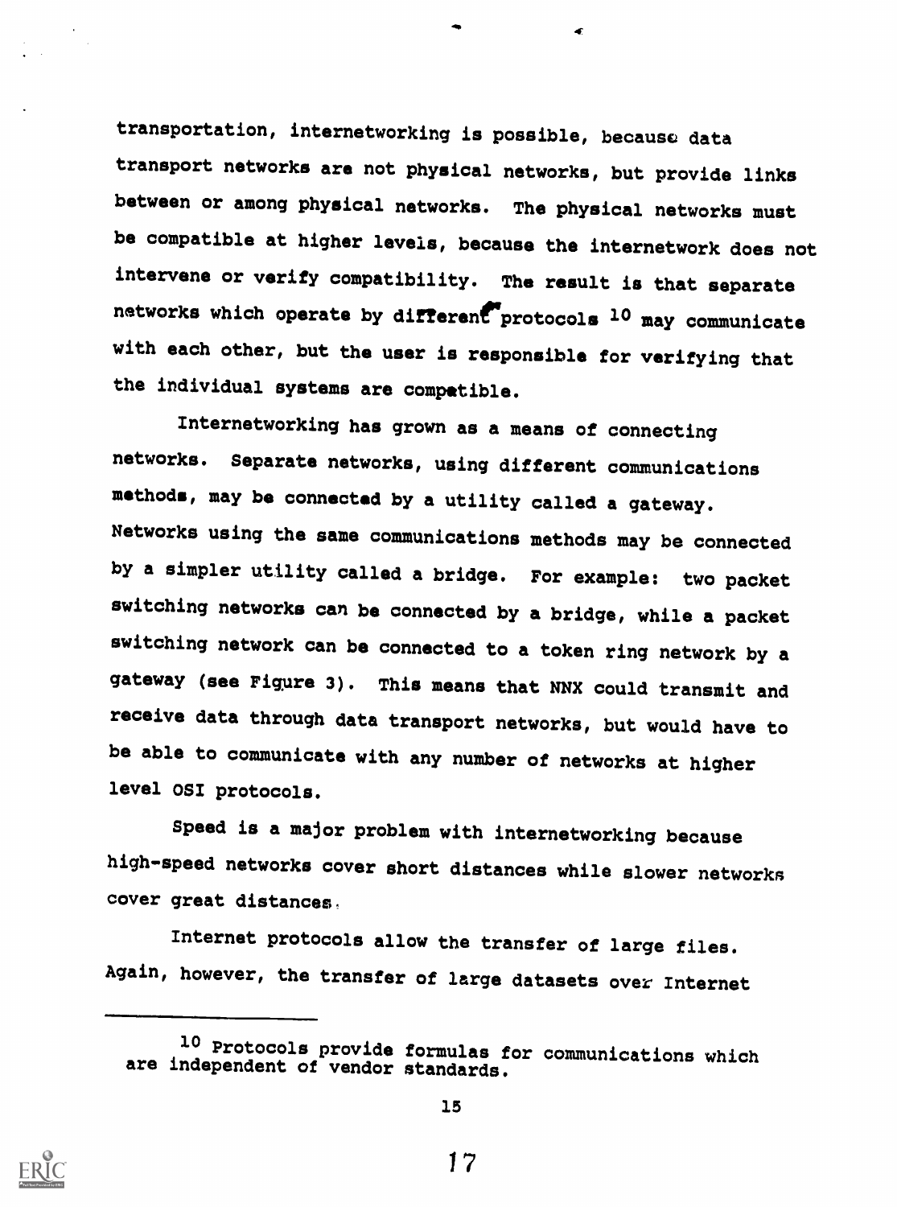transportation, internetworking is possible, because data transport networks are not physical networks, but provide links between or among physical networks. The physical networks must be compatible at higher levels, because the internetwork does not intervene or verify compatibility. The result is that separate networks which operate by different protocols [10] may communicate with each other, but the user is responsible for verifying that the individual systems are compatible.

Internetworking has grown as a means of connecting networks. Separate networks, using different communications methods, may be connected by a utility called a gateway. Networks using the same communications methods may be connected by a simpler utility called a bridge. For example: two packet switching networks can be connected by a bridge, while a packet switching network can be connected to a token ring network by a gateway (see Figure 3). This means that NNX could transmit and receive data through data transport networks, but would have to be able to communicate with any number of networks at higher level OSI protocols.

Speed is a major problem with internetworking because high-speed networks cover short distances while slower networks cover great distances.

Internet protocols allow the transfer of large files. Again, however, the transfer of large datasets over Internet

---

[10] Protocols provide formulas for communications which are independent of vendor standards.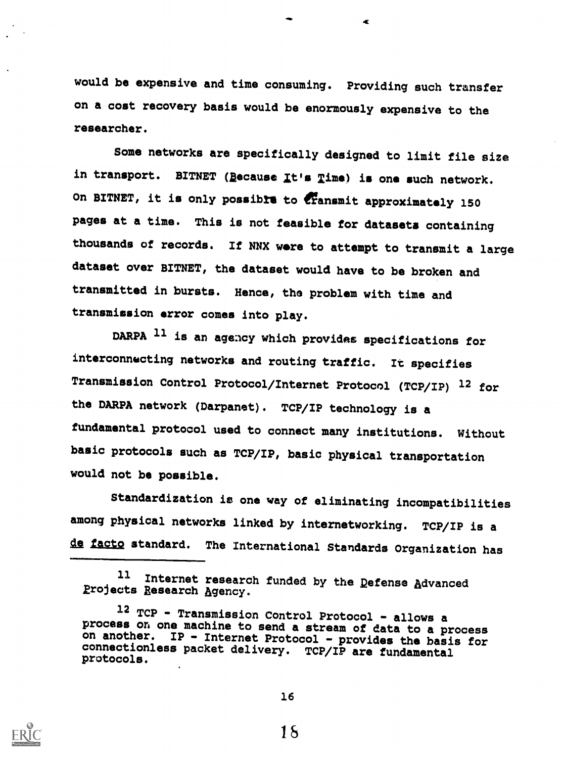would be expensive and time consuming. Providing such transfer on a cost recovery basis would be enormously expensive to the researcher.

Some networks are specifically designed to limit file size in transport. BITNET (Because It's Time) is one such network. On BITNET, it is only possible to transmit approximately 150 pages at a time. This is not feasible for datasets containing thousands of records. If NNX were to attempt to transmit a large dataset over BITNET, the dataset would have to be broken and transmitted in bursts. Hence, the problem with time and transmission error comes into play.

DARPA [11] is an agency which provides specifications for interconnecting networks and routing traffic. It specifies Transmission Control Protocol/Internet Protocol (TCP/IP) [12] for the DARPA network (Darpanet). TCP/IP technology is a fundamental protocol used to connect many institutions. Without basic protocols such as TCP/IP, basic physical transportation would not be possible.

Standardization is one way of eliminating incompatibilities among physical networks linked by internetworking. TCP/IP is a *de facto* standard. The International Standards Organization has

---

[11] Internet research funded by the Defense Advanced Projects Research Agency.

[12] TCP - Transmission Control Protocol - allows a process on one machine to send a stream of data to a process on another. IP - Internet Protocol - provides the basis for connectionless packet delivery. TCP/IP are fundamental protocols.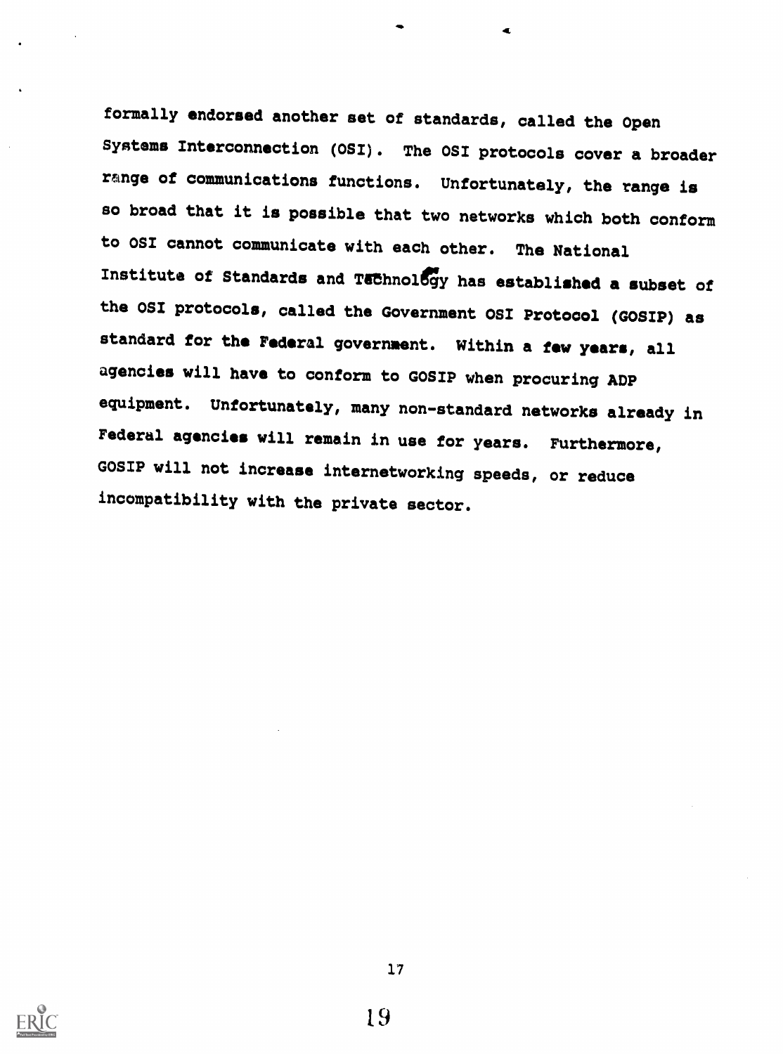formally endorsed another set of standards, called the Open Systems Interconnection (OSI). The OSI protocols cover a broader range of communications functions. Unfortunately, the range is so broad that it is possible that two networks which both conform to OSI cannot communicate with each other. The National Institute of Standards and Technology has established a subset of the OSI protocols, called the Government OSI Protocol (GOSIP) as standard for the Federal government. Within a few years, all agencies will have to conform to GOSIP when procuring ADP equipment. Unfortunately, many non-standard networks already in Federal agencies will remain in use for years. Furthermore, GOSIP will not increase internetworking speeds, or reduce incompatibility with the private sector.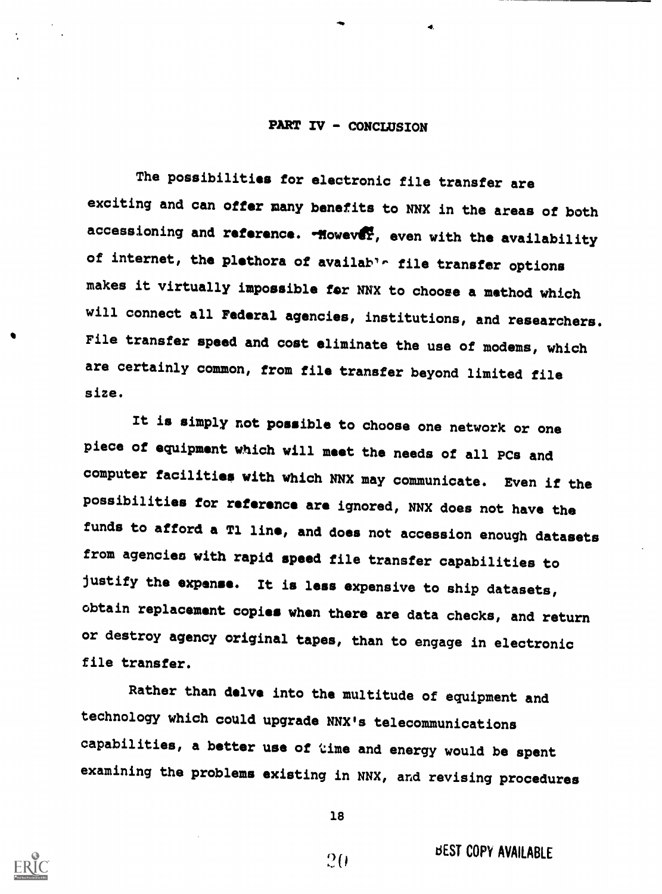## PART IV - CONCLUSION

The possibilities for electronic file transfer are exciting and can offer many benefits to NNX in the areas of both accessioning and reference. However, even with the availability of internet, the plethora of available file transfer options makes it virtually impossible for NNX to choose a method which will connect all Federal agencies, institutions, and researchers. File transfer speed and cost eliminate the use of modems, which are certainly common, from file transfer beyond limited file size.

It is simply not possible to choose one network or one piece of equipment which will meet the needs of all PCs and computer facilities with which NNX may communicate. Even if the possibilities for reference are ignored, NNX does not have the funds to afford a T1 line, and does not accession enough datasets from agencies with rapid speed file transfer capabilities to justify the expense. It is less expensive to ship datasets, obtain replacement copies when there are data checks, and return or destroy agency original tapes, than to engage in electronic file transfer.

Rather than delve into the multitude of equipment and technology which could upgrade NNX's telecommunications capabilities, a better use of time and energy would be spent examining the problems existing in NNX, and revising procedures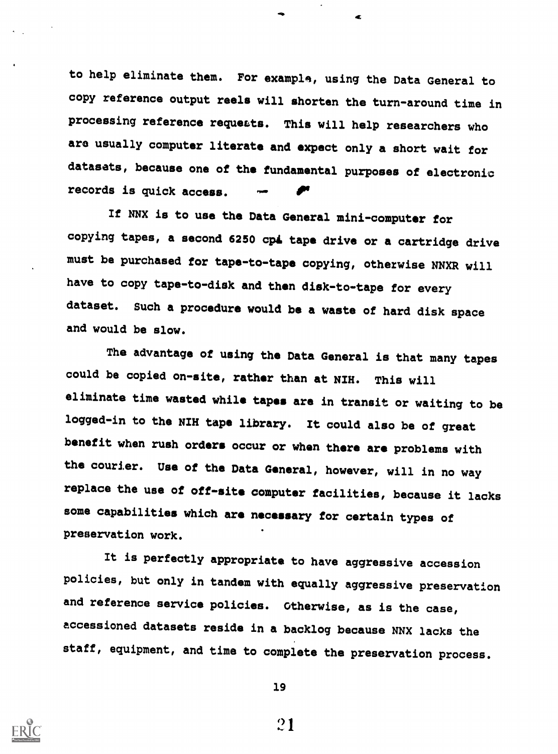to help eliminate them. For example, using the Data General to copy reference output reels will shorten the turn-around time in processing reference requests. This will help researchers who are usually computer literate and expect only a short wait for datasets, because one of the fundamental purposes of electronic records is quick access.

If NNX is to use the Data General mini-computer for copying tapes, a second 6250 cpi tape drive or a cartridge drive must be purchased for tape-to-tape copying, otherwise NNXR will have to copy tape-to-disk and then disk-to-tape for every dataset. Such a procedure would be a waste of hard disk space and would be slow.

The advantage of using the Data General is that many tapes could be copied on-site, rather than at NIH. This will eliminate time wasted while tapes are in transit or waiting to be logged-in to the NIH tape library. It could also be of great benefit when rush orders occur or when there are problems with the courier. Use of the Data General, however, will in no way replace the use of off-site computer facilities, because it lacks some capabilities which are necessary for certain types of preservation work.

It is perfectly appropriate to have aggressive accession policies, but only in tandem with equally aggressive preservation and reference service policies. Otherwise, as is the case, accessioned datasets reside in a backlog because NNX lacks the staff, equipment, and time to complete the preservation process.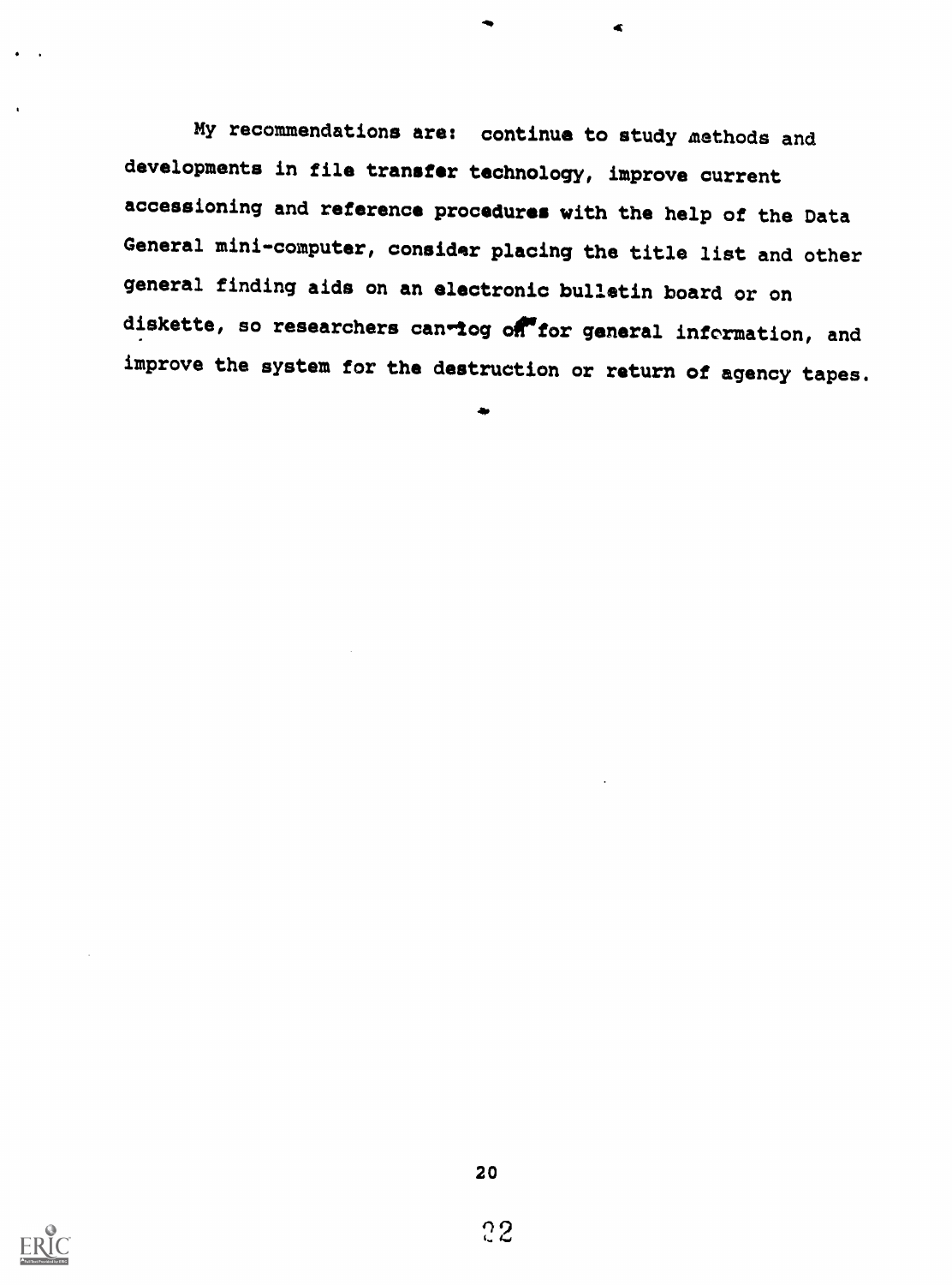My recommendations are: continue to study methods and developments in file transfer technology, improve current accessioning and reference procedures with the help of the Data General mini-computer, consider placing the title list and other general finding aids on an electronic bulletin board or on diskette, so researchers can log on for general information, and improve the system for the destruction or return of agency tapes.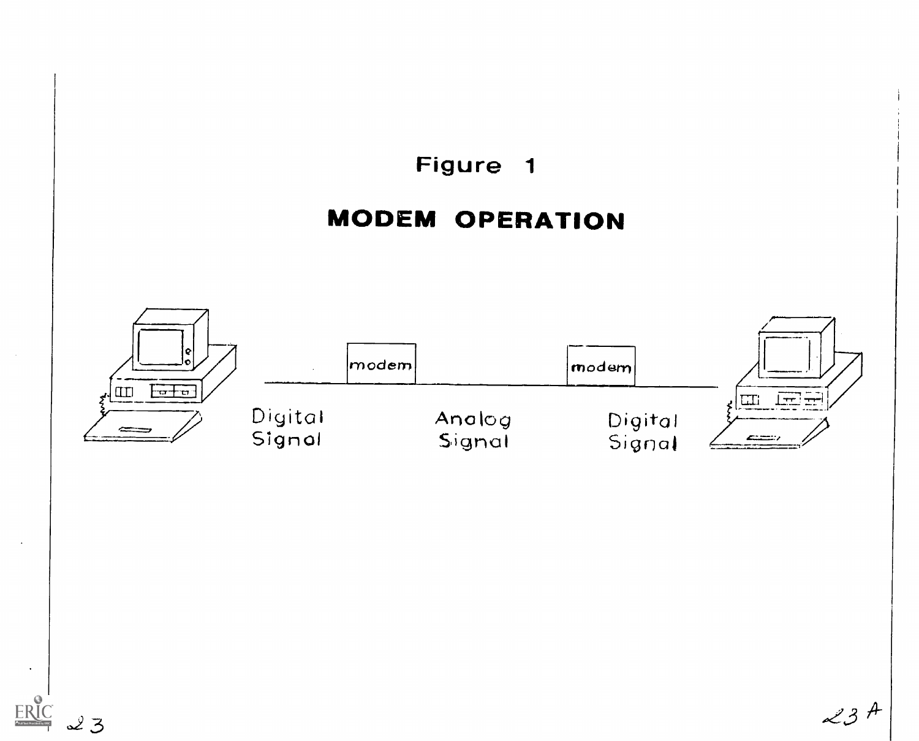## Figure 1

# MODEM OPERATION

modem — modem

Digital Signal — Analog Signal — Digital Signal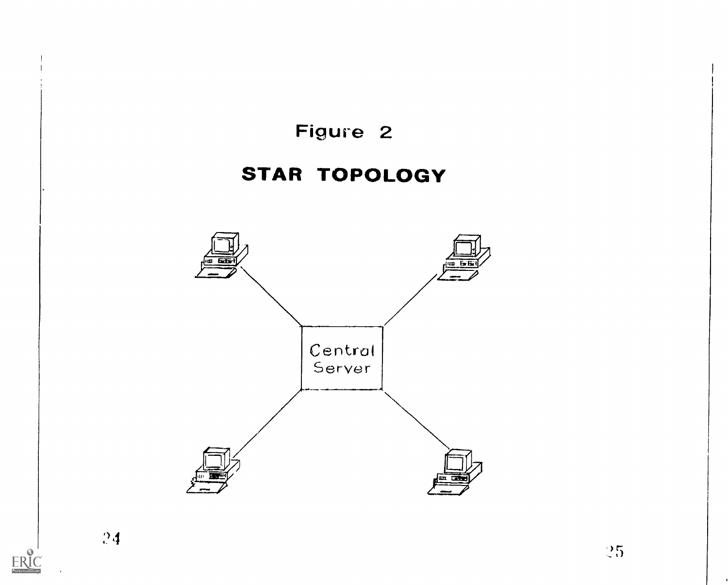Figure 2

## STAR TOPOLOGY

Central Server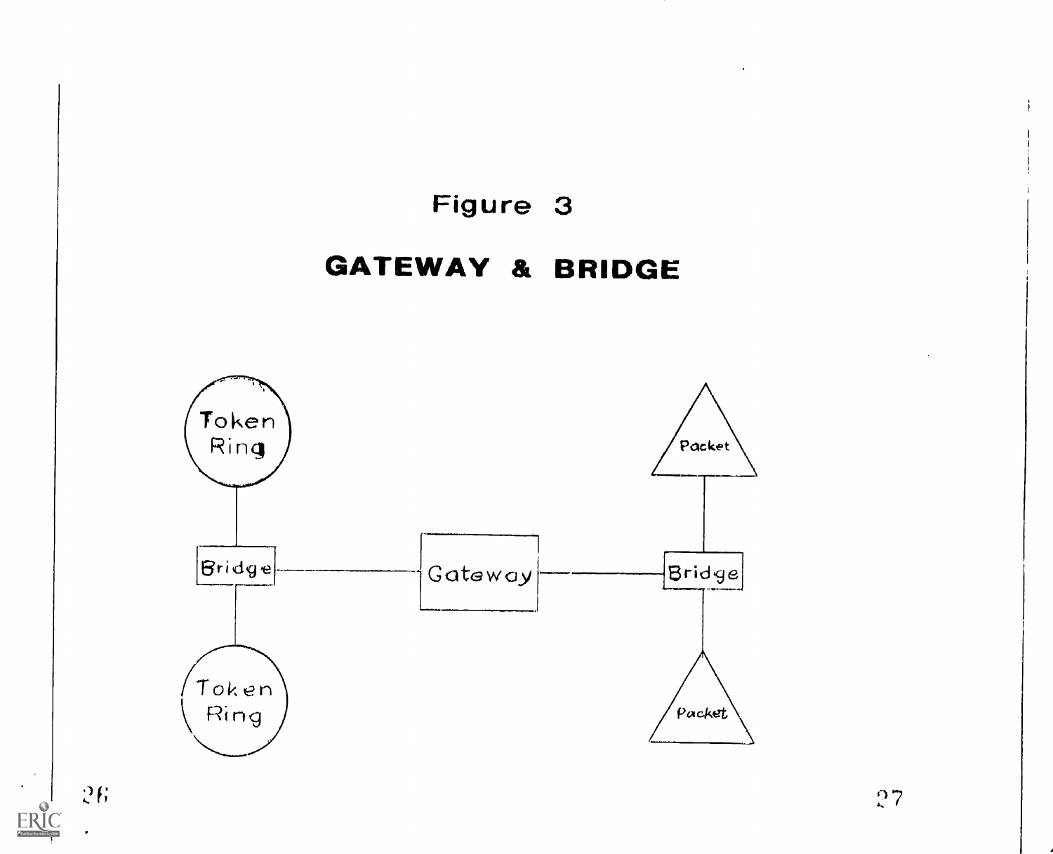# Figure 3

## GATEWAY & BRIDGE

Token Ring

Bridge

Token Ring

Gateway

Packet

Bridge

Packet